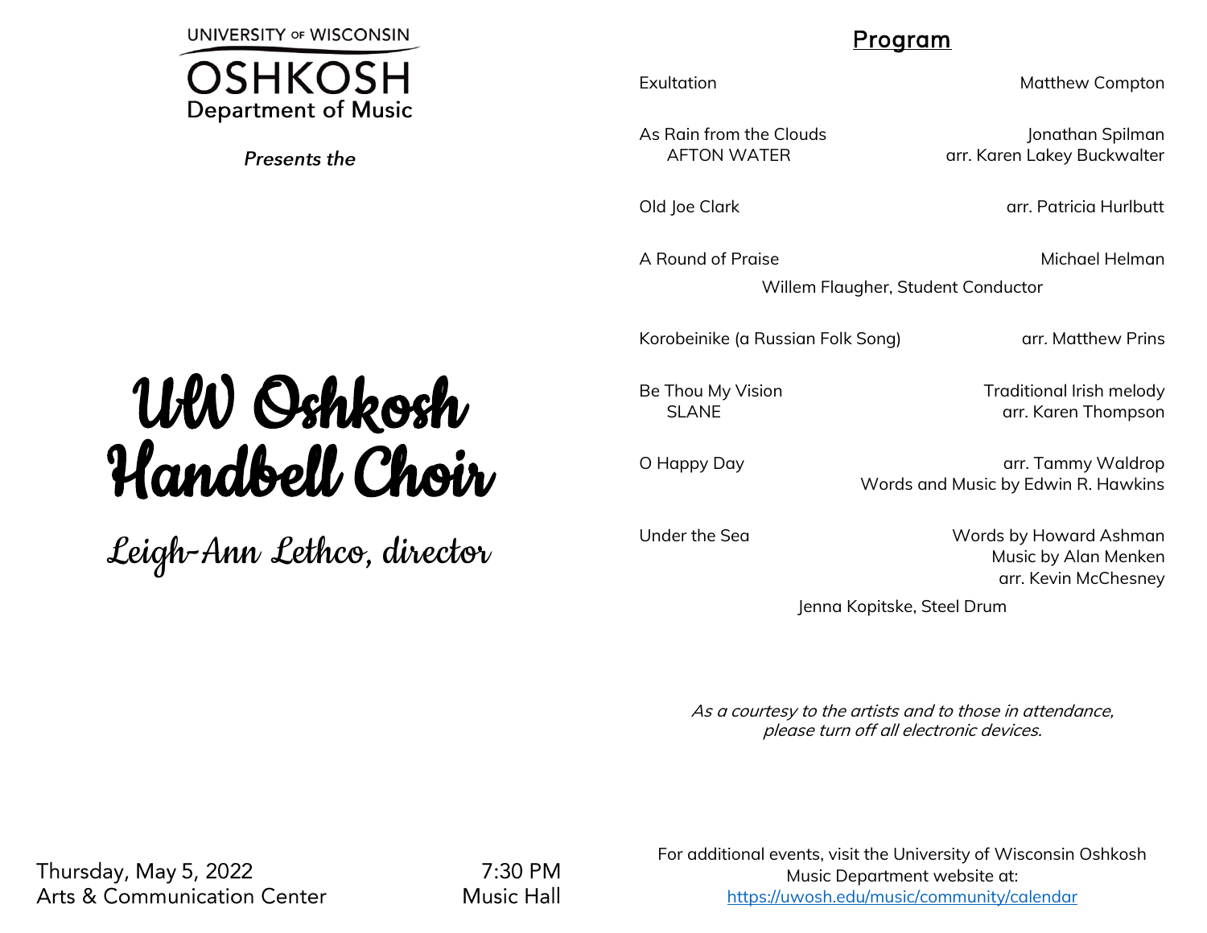UNIVERSITY OF WISCONSIN
OSHKOSH
Department of Music

*Presents the*

# UW Oshkosh Handbell Choir

## Leigh-Ann Lethco, director

Thursday, May 5, 2022 — 7:30 PM
Arts & Communication Center — Music Hall

## Program

| | |
|---|---|
| Exultation | Matthew Compton |
| As Rain from the Clouds<br>AFTON WATER | Jonathan Spilman<br>arr. Karen Lakey Buckwalter |
| Old Joe Clark | arr. Patricia Hurlbutt |
| A Round of Praise | Michael Helman |

Willem Flaugher, Student Conductor

| | |
|---|---|
| Korobeinike (a Russian Folk Song) | arr. Matthew Prins |
| Be Thou My Vision<br>SLANE | Traditional Irish melody<br>arr. Karen Thompson |
| O Happy Day | arr. Tammy Waldrop<br>Words and Music by Edwin R. Hawkins |
| Under the Sea | Words by Howard Ashman<br>Music by Alan Menken<br>arr. Kevin McChesney |

Jenna Kopitske, Steel Drum

*As a courtesy to the artists and to those in attendance, please turn off all electronic devices.*

For additional events, visit the University of Wisconsin Oshkosh Music Department website at:
https://uwosh.edu/music/community/calendar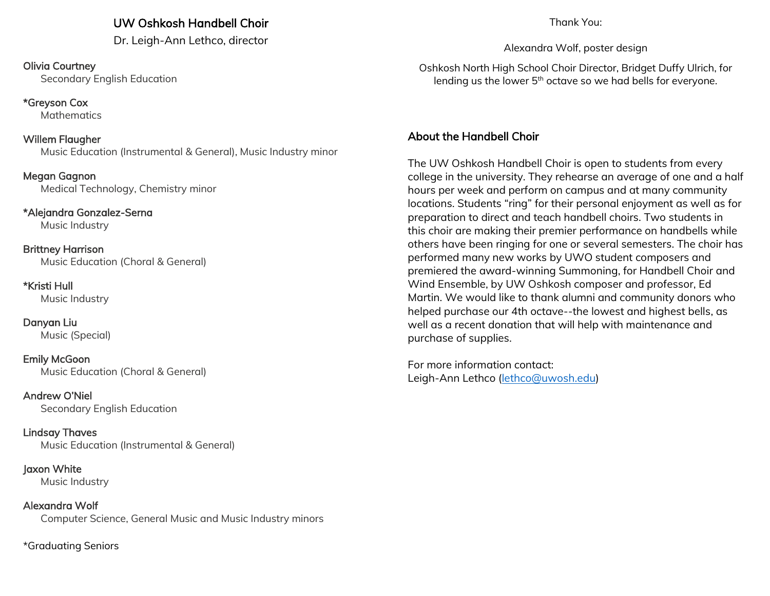## UW Oshkosh Handbell Choir

Dr. Leigh-Ann Lethco, director

**Olivia Courtney**
Secondary English Education

**\*Greyson Cox**
Mathematics

**Willem Flaugher**
Music Education (Instrumental & General), Music Industry minor

**Megan Gagnon**
Medical Technology, Chemistry minor

**\*Alejandra Gonzalez-Serna**
Music Industry

**Brittney Harrison**
Music Education (Choral & General)

**\*Kristi Hull**
Music Industry

**Danyan Liu**
Music (Special)

**Emily McGoon**
Music Education (Choral & General)

**Andrew O'Niel**
Secondary English Education

**Lindsay Thaves**
Music Education (Instrumental & General)

**Jaxon White**
Music Industry

**Alexandra Wolf**
Computer Science, General Music and Music Industry minors

\*Graduating Seniors

Thank You:

Alexandra Wolf, poster design

Oshkosh North High School Choir Director, Bridget Duffy Ulrich, for lending us the lower 5th octave so we had bells for everyone.

## About the Handbell Choir

The UW Oshkosh Handbell Choir is open to students from every college in the university. They rehearse an average of one and a half hours per week and perform on campus and at many community locations. Students "ring" for their personal enjoyment as well as for preparation to direct and teach handbell choirs. Two students in this choir are making their premier performance on handbells while others have been ringing for one or several semesters. The choir has performed many new works by UWO student composers and premiered the award-winning Summoning, for Handbell Choir and Wind Ensemble, by UW Oshkosh composer and professor, Ed Martin. We would like to thank alumni and community donors who helped purchase our 4th octave--the lowest and highest bells, as well as a recent donation that will help with maintenance and purchase of supplies.

For more information contact:
Leigh-Ann Lethco (lethco@uwosh.edu)